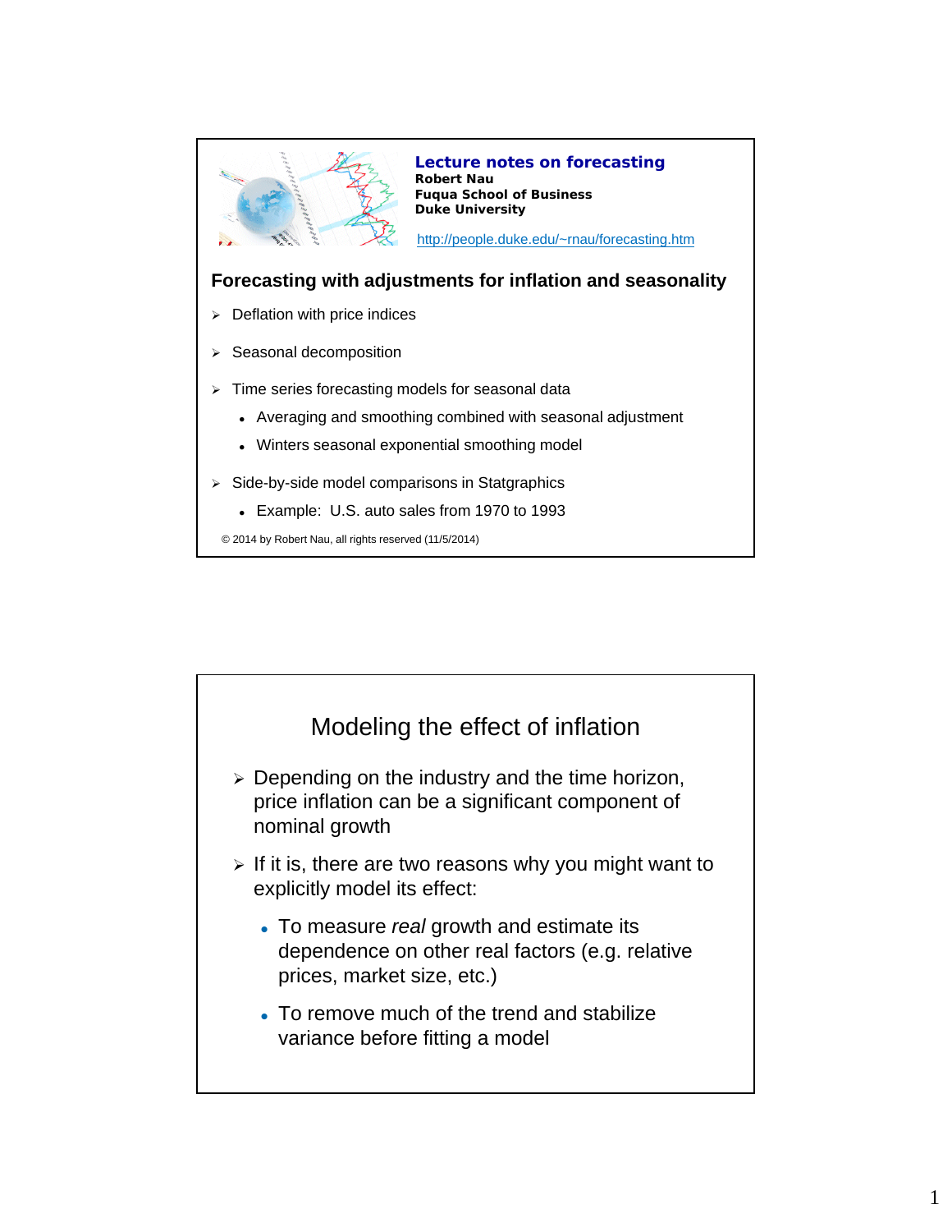**Lecture notes on forecasting**
**Robert Nau**
**Fuqua School of Business**
**Duke University**

http://people.duke.edu/~rnau/forecasting.htm

## Forecasting with adjustments for inflation and seasonality

- Deflation with price indices
- Seasonal decomposition
- Time series forecasting models for seasonal data
  - Averaging and smoothing combined with seasonal adjustment
  - Winters seasonal exponential smoothing model
- Side-by-side model comparisons in Statgraphics
  - Example: U.S. auto sales from 1970 to 1993

© 2014 by Robert Nau, all rights reserved (11/5/2014)

## Modeling the effect of inflation

- Depending on the industry and the time horizon, price inflation can be a significant component of nominal growth
- If it is, there are two reasons why you might want to explicitly model its effect:
  - To measure *real* growth and estimate its dependence on other real factors (e.g. relative prices, market size, etc.)
  - To remove much of the trend and stabilize variance before fitting a model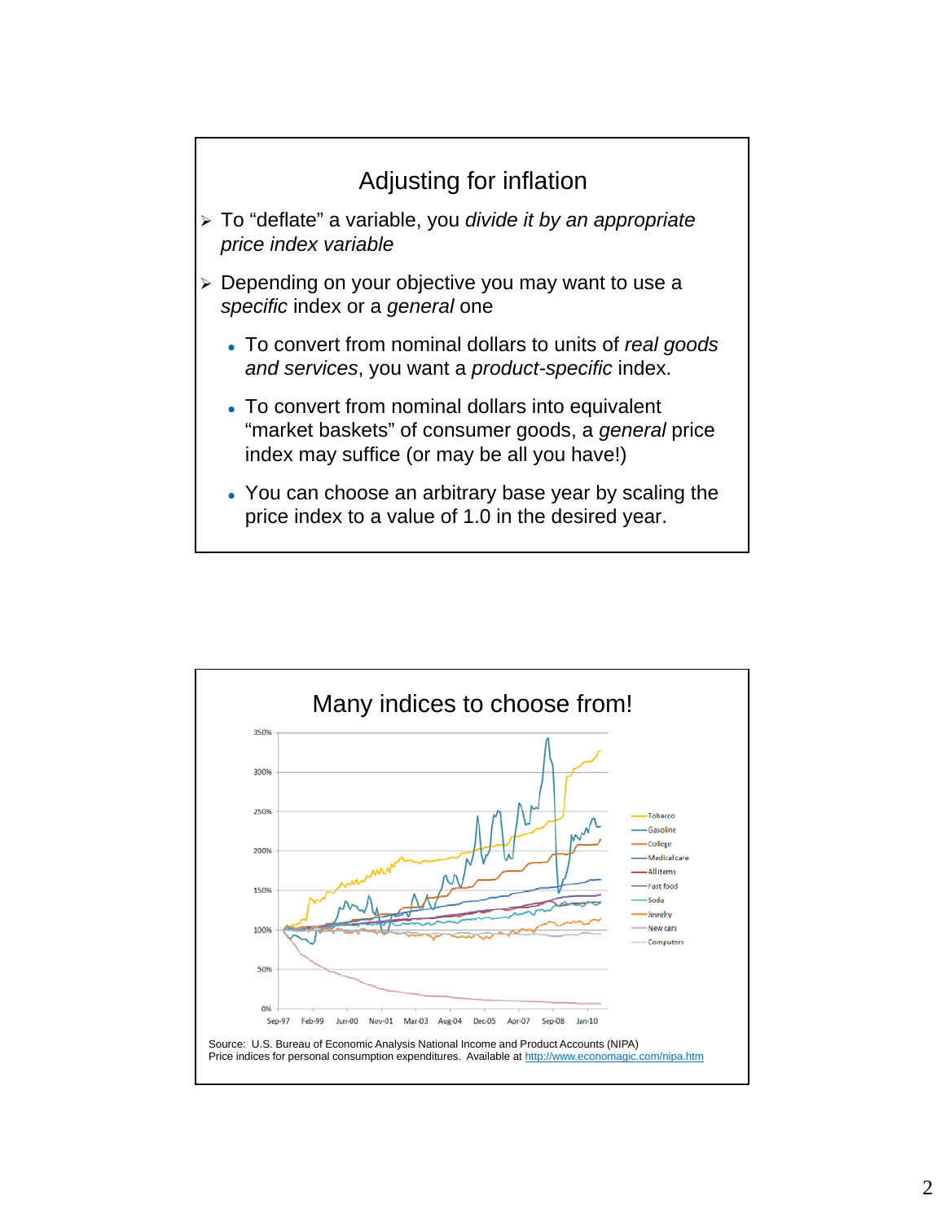## Adjusting for inflation

- To "deflate" a variable, you *divide it by an appropriate price index variable*
- Depending on your objective you may want to use a *specific* index or a *general* one
  - To convert from nominal dollars to units of *real goods and services*, you want a *product-specific* index.
  - To convert from nominal dollars into equivalent "market baskets" of consumer goods, a *general* price index may suffice (or may be all you have!)
  - You can choose an arbitrary base year by scaling the price index to a value of 1.0 in the desired year.

## Many indices to choose from!

Source: U.S. Bureau of Economic Analysis National Income and Product Accounts (NIPA) Price indices for personal consumption expenditures. Available at http://www.economagic.com/nipa.htm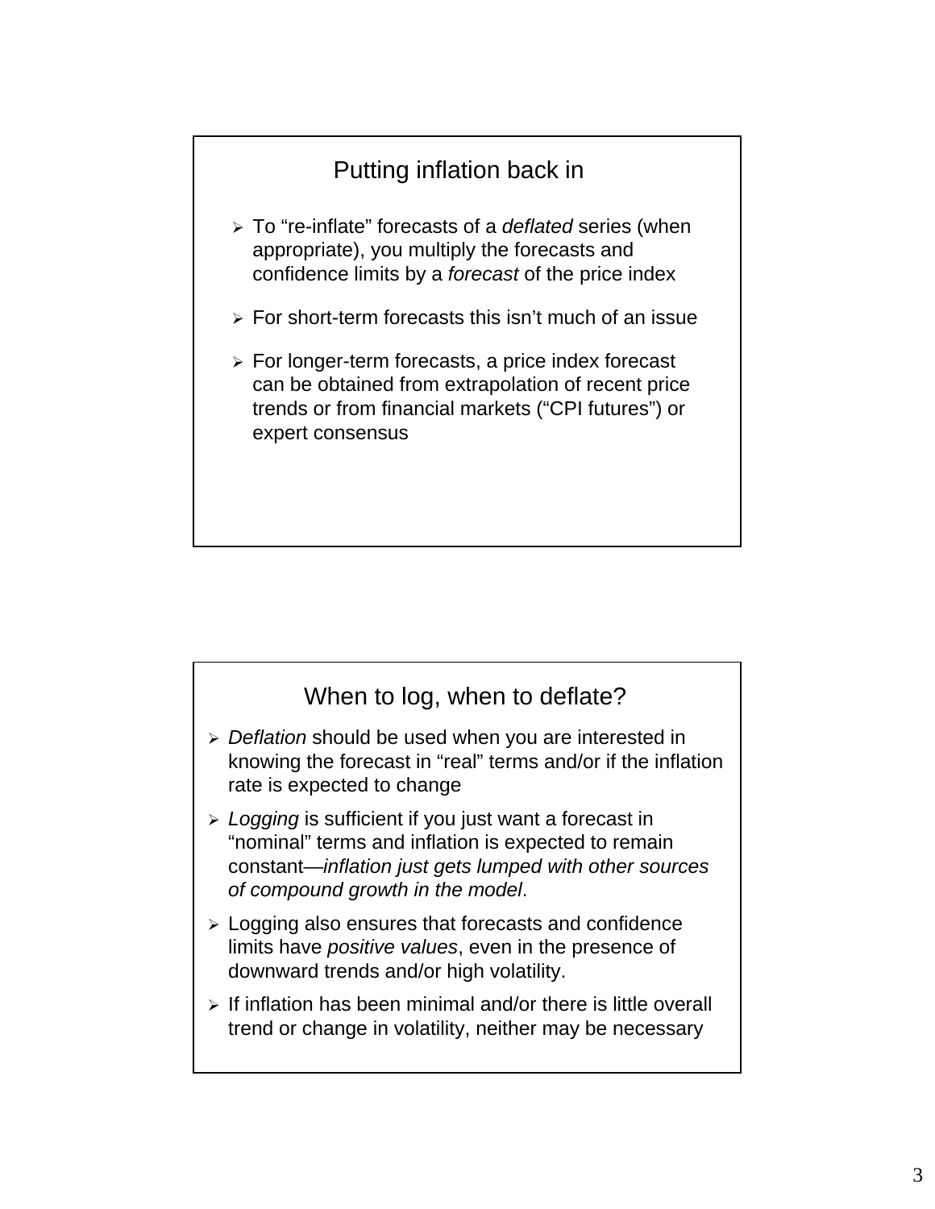## Putting inflation back in

- To "re-inflate" forecasts of a *deflated* series (when appropriate), you multiply the forecasts and confidence limits by a *forecast* of the price index
- For short-term forecasts this isn't much of an issue
- For longer-term forecasts, a price index forecast can be obtained from extrapolation of recent price trends or from financial markets ("CPI futures") or expert consensus

## When to log, when to deflate?

- *Deflation* should be used when you are interested in knowing the forecast in "real" terms and/or if the inflation rate is expected to change
- *Logging* is sufficient if you just want a forecast in "nominal" terms and inflation is expected to remain constant—*inflation just gets lumped with other sources of compound growth in the model*.
- Logging also ensures that forecasts and confidence limits have *positive values*, even in the presence of downward trends and/or high volatility.
- If inflation has been minimal and/or there is little overall trend or change in volatility, neither may be necessary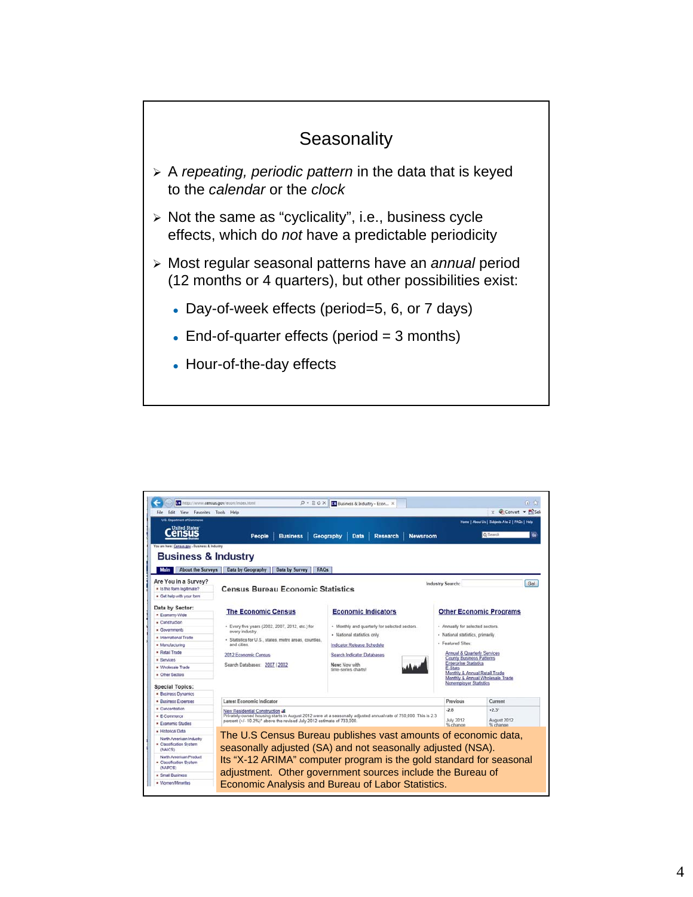## Seasonality

- A *repeating, periodic pattern* in the data that is keyed to the *calendar* or the *clock*
- Not the same as "cyclicality", i.e., business cycle effects, which do *not* have a predictable periodicity
- Most regular seasonal patterns have an *annual* period (12 months or 4 quarters), but other possibilities exist:
  - Day-of-week effects (period=5, 6, or 7 days)
  - End-of-quarter effects (period = 3 months)
  - Hour-of-the-day effects

The U.S Census Bureau publishes vast amounts of economic data, seasonally adjusted (SA) and not seasonally adjusted (NSA). Its "X-12 ARIMA" computer program is the gold standard for seasonal adjustment. Other government sources include the Bureau of Economic Analysis and Bureau of Labor Statistics.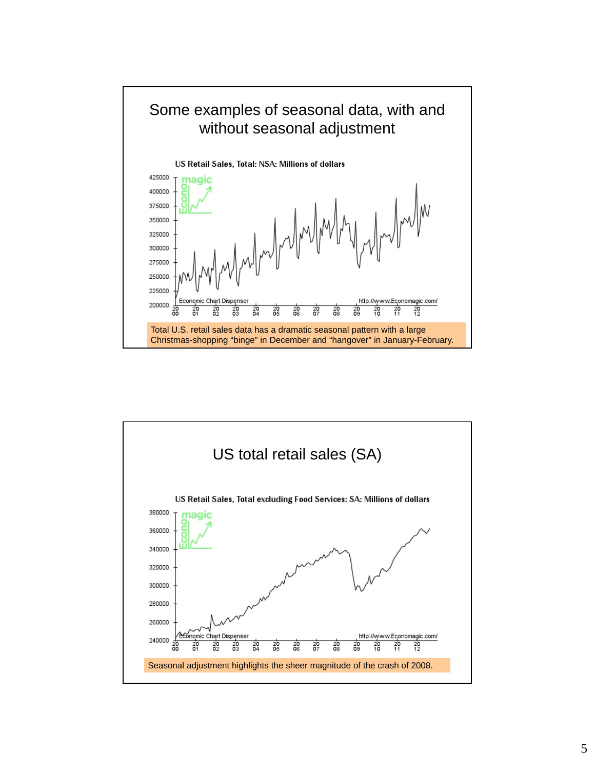## Some examples of seasonal data, with and without seasonal adjustment

US Retail Sales, Total: NSA: Millions of dollars

Total U.S. retail sales data has a dramatic seasonal pattern with a large Christmas-shopping "binge" in December and "hangover" in January-February.

## US total retail sales (SA)

US Retail Sales, Total excluding Food Services: SA: Millions of dollars

Seasonal adjustment highlights the sheer magnitude of the crash of 2008.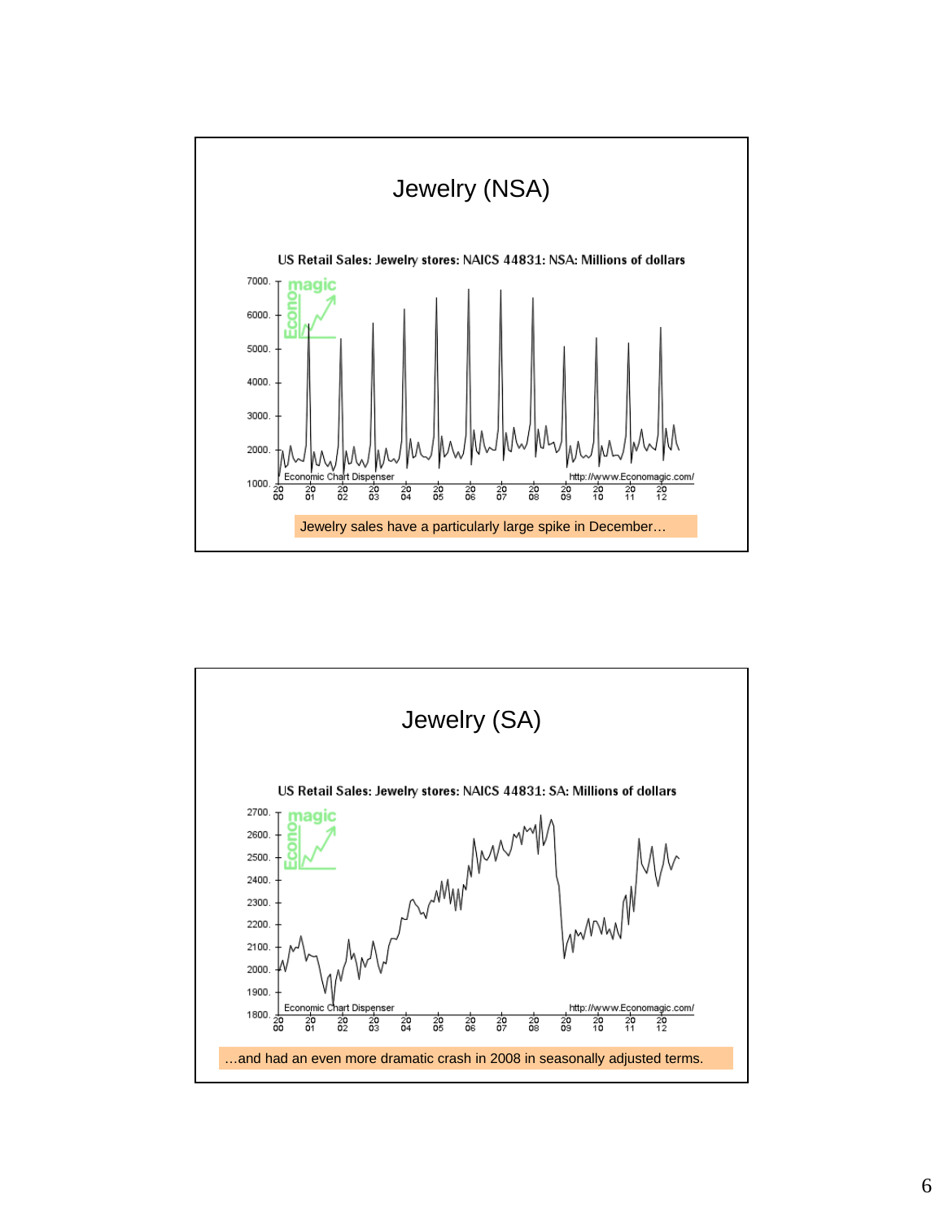## Jewelry (NSA)

US Retail Sales: Jewelry stores: NAICS 44831: NSA: Millions of dollars

Jewelry sales have a particularly large spike in December…

## Jewelry (SA)

US Retail Sales: Jewelry stores: NAICS 44831: SA: Millions of dollars

…and had an even more dramatic crash in 2008 in seasonally adjusted terms.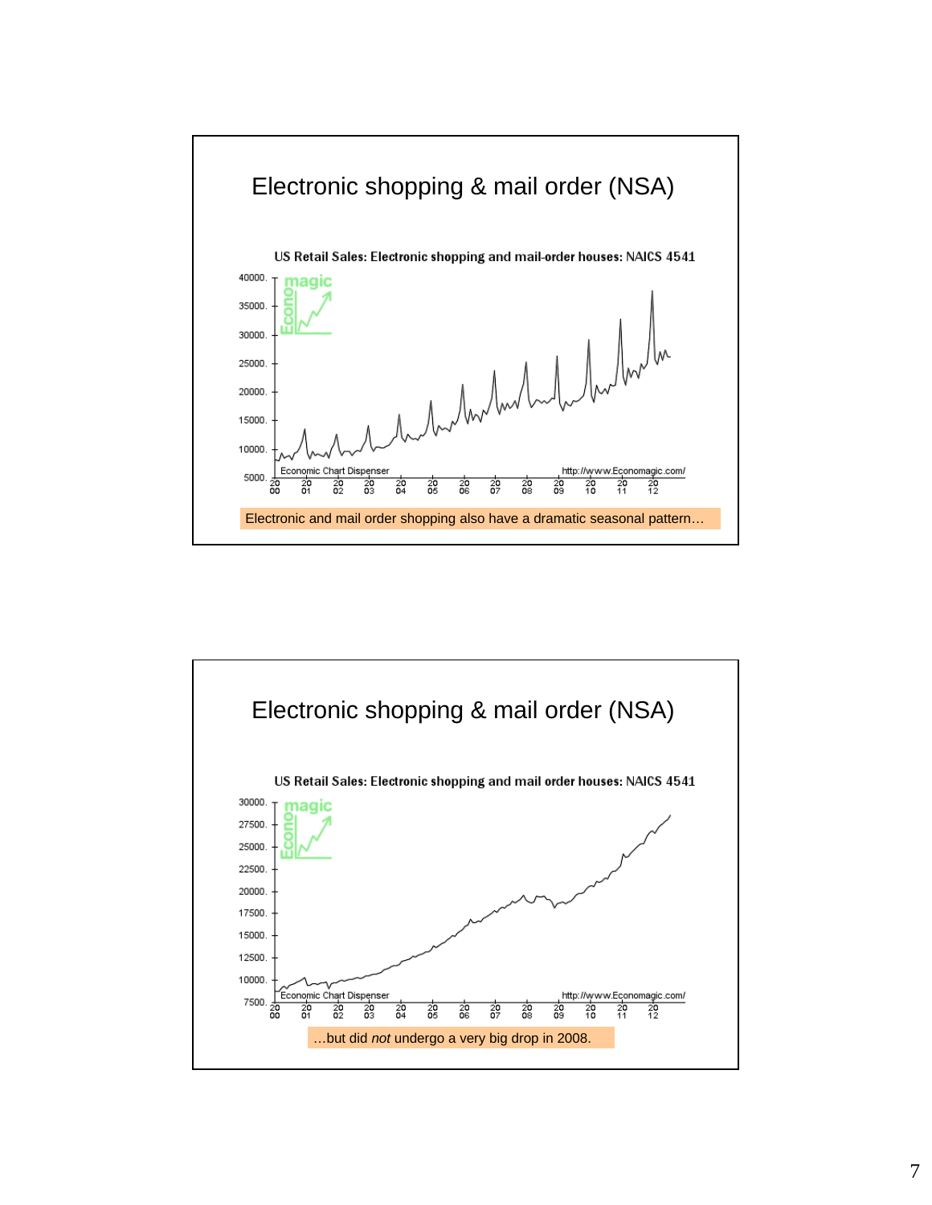## Electronic shopping & mail order (NSA)

US Retail Sales: Electronic shopping and mail-order houses: NAICS 4541

Electronic and mail order shopping also have a dramatic seasonal pattern…

## Electronic shopping & mail order (NSA)

US Retail Sales: Electronic shopping and mail order houses: NAICS 4541

…but did *not* undergo a very big drop in 2008.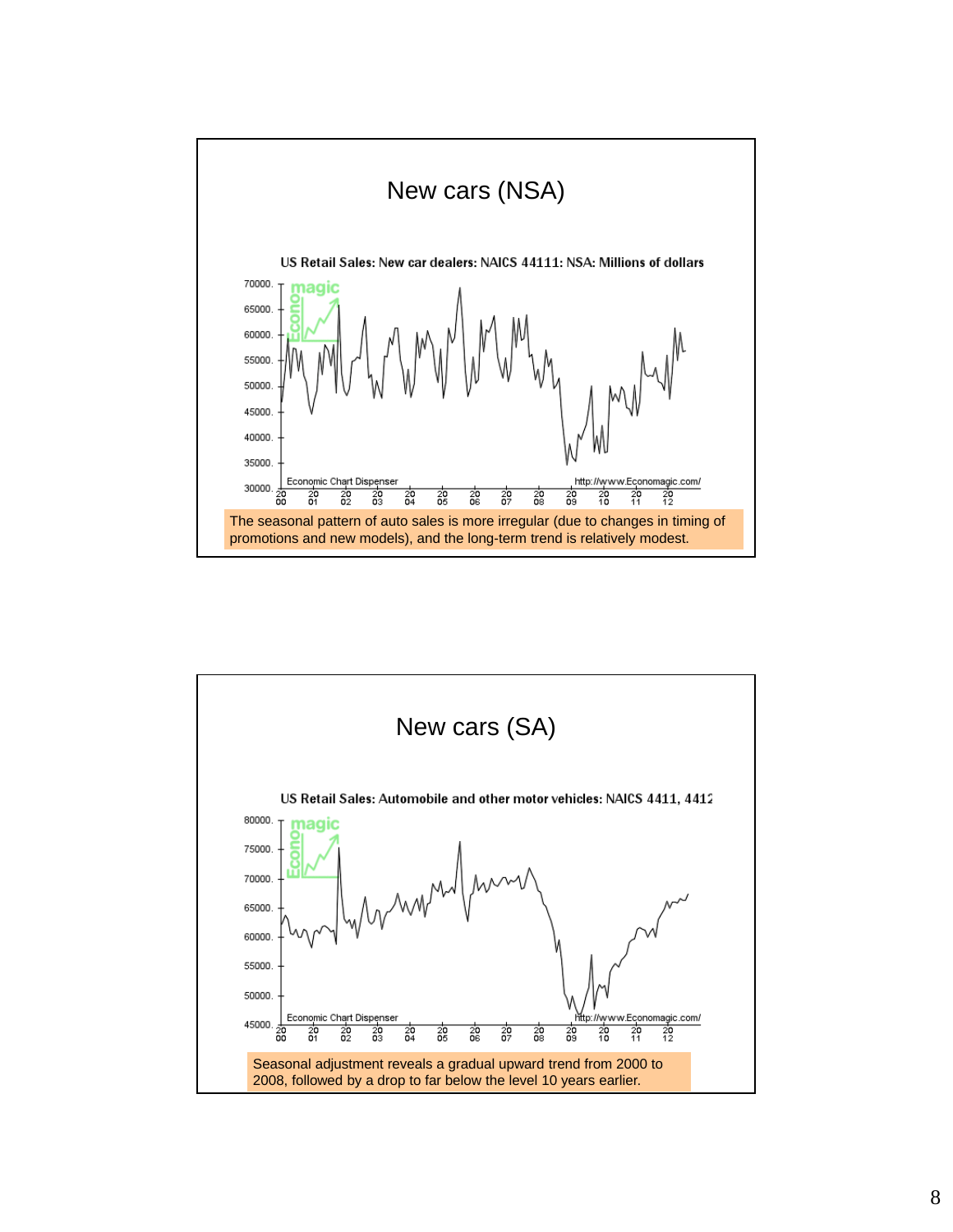## New cars (NSA)

US Retail Sales: New car dealers: NAICS 44111: NSA: Millions of dollars

The seasonal pattern of auto sales is more irregular (due to changes in timing of promotions and new models), and the long-term trend is relatively modest.

## New cars (SA)

US Retail Sales: Automobile and other motor vehicles: NAICS 4411, 4412

Seasonal adjustment reveals a gradual upward trend from 2000 to 2008, followed by a drop to far below the level 10 years earlier.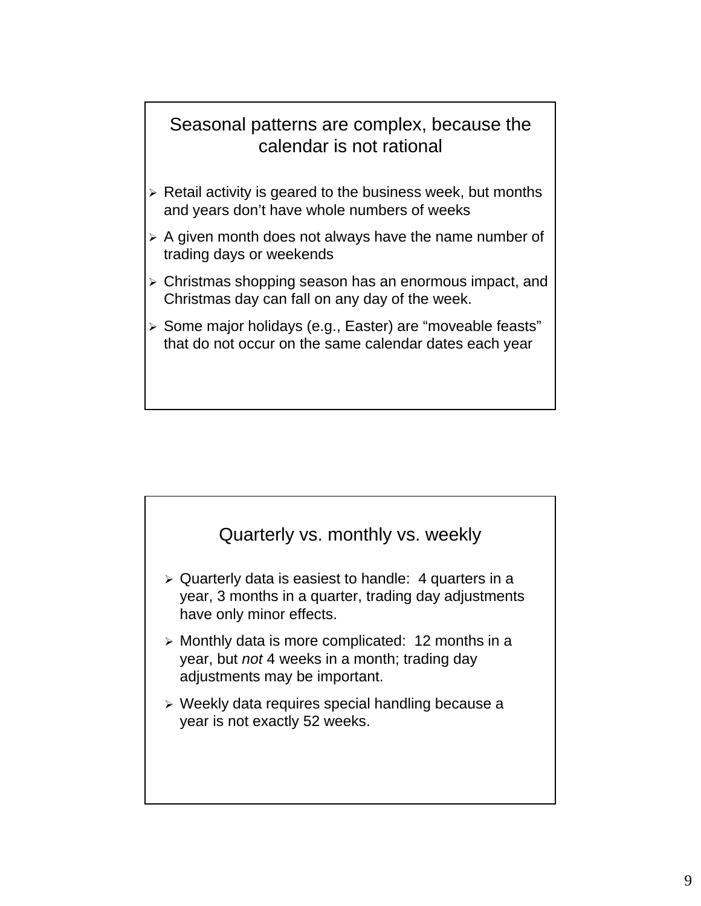## Seasonal patterns are complex, because the calendar is not rational

- Retail activity is geared to the business week, but months and years don't have whole numbers of weeks
- A given month does not always have the name number of trading days or weekends
- Christmas shopping season has an enormous impact, and Christmas day can fall on any day of the week.
- Some major holidays (e.g., Easter) are "moveable feasts" that do not occur on the same calendar dates each year

## Quarterly vs. monthly vs. weekly

- Quarterly data is easiest to handle: 4 quarters in a year, 3 months in a quarter, trading day adjustments have only minor effects.
- Monthly data is more complicated: 12 months in a year, but *not* 4 weeks in a month; trading day adjustments may be important.
- Weekly data requires special handling because a year is not exactly 52 weeks.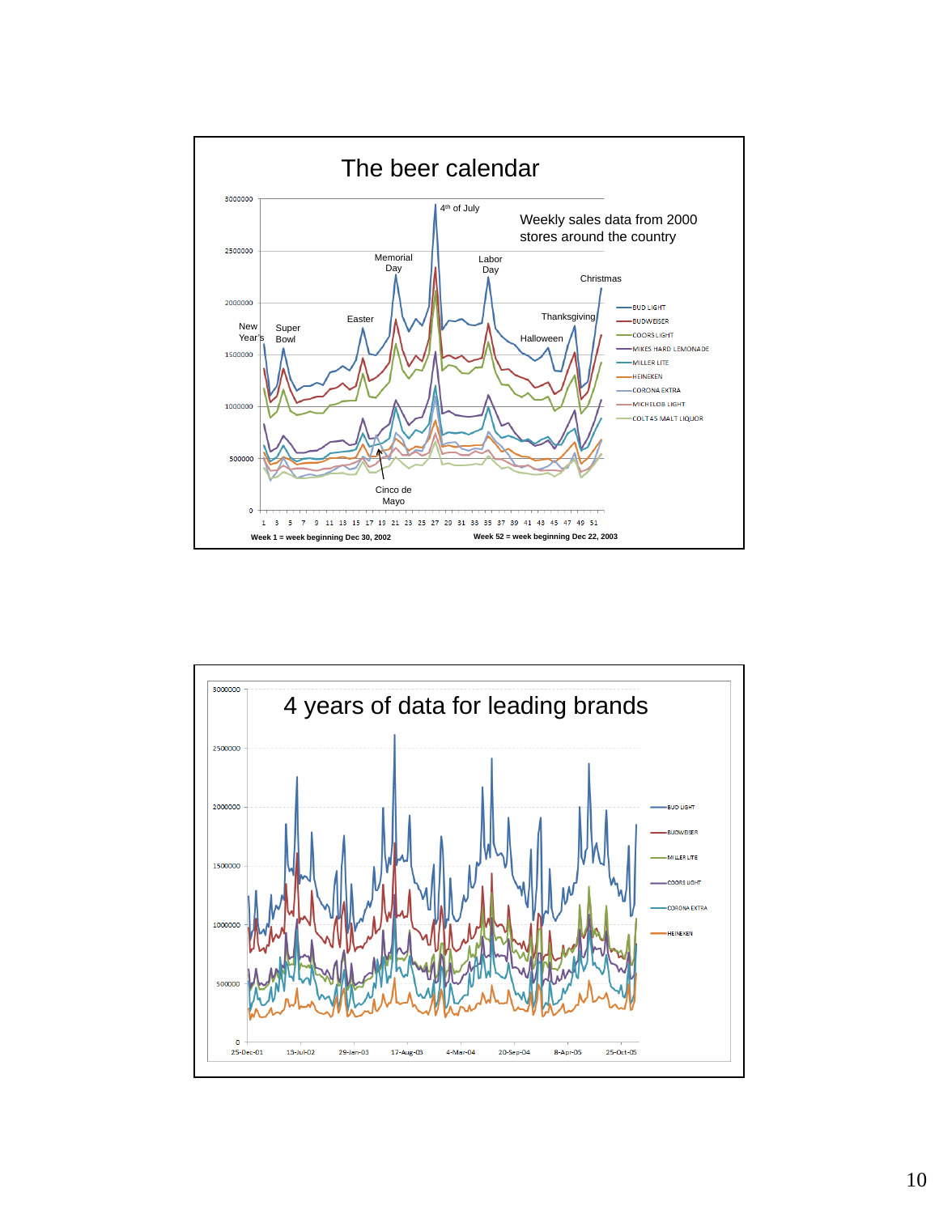## The beer calendar

Weekly sales data from 2000 stores around the country

Annotations: New Year's, Super Bowl, Easter, Cinco de Mayo, Memorial Day, 4th of July, Labor Day, Halloween, Thanksgiving, Christmas

Legend: BUD LIGHT, BUDWEISER, COORS LIGHT, MIKES HARD LEMONADE, MILLER LITE, HEINEKEN, CORONA EXTRA, MICHELOB LIGHT, COLT45 MALT LIQUOR

Week 1 = week beginning Dec 30, 2002

Week 52 = week beginning Dec 22, 2003

## 4 years of data for leading brands

Legend: BUD LIGHT, BUDWEISER, MILLER LITE, COORS LIGHT, CORONA EXTRA, HEINEKEN

X-axis: 25-Dec-01, 13-Jul-02, 29-Jan-03, 17-Aug-03, 4-Mar-04, 20-Sep-04, 8-Apr-05, 25-Oct-05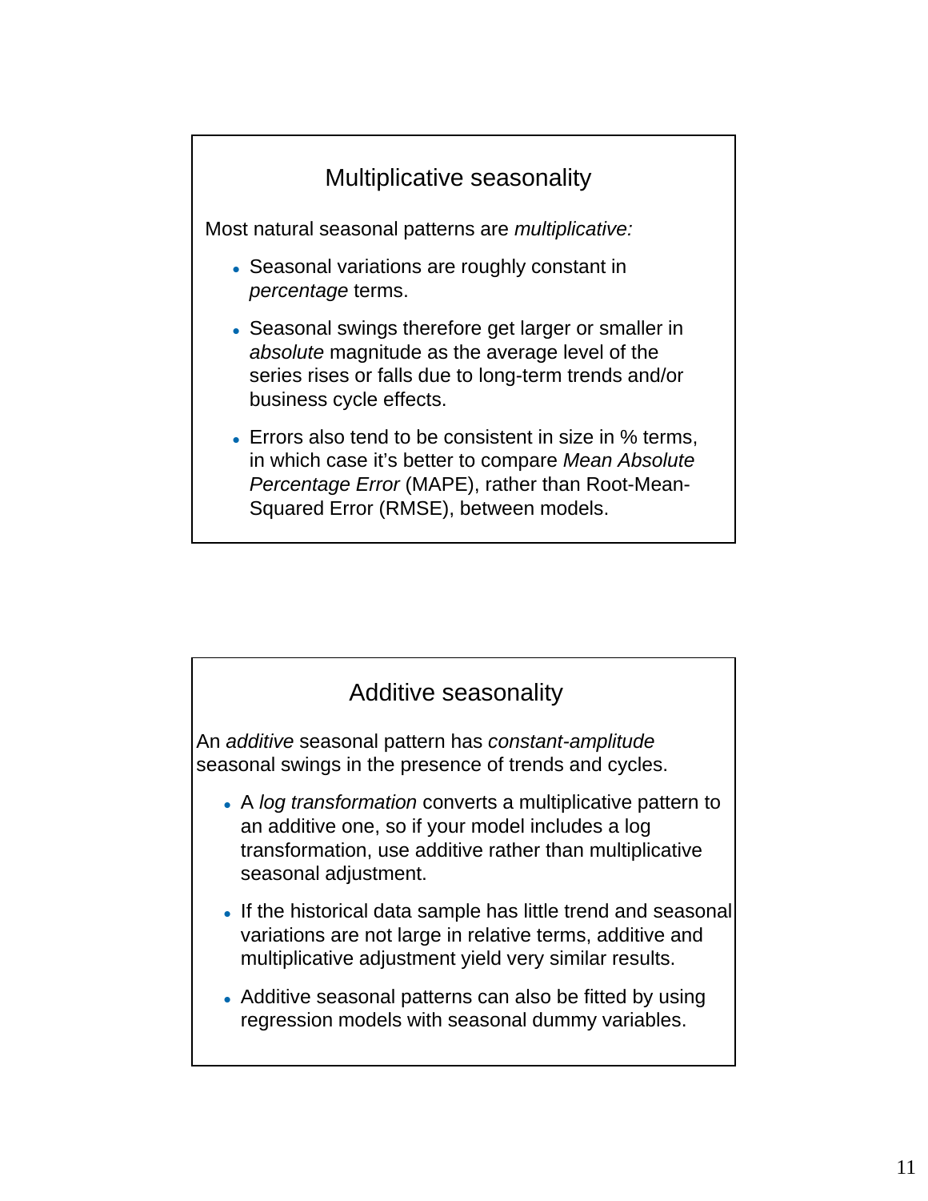## Multiplicative seasonality

Most natural seasonal patterns are *multiplicative:*

- Seasonal variations are roughly constant in *percentage* terms.
- Seasonal swings therefore get larger or smaller in *absolute* magnitude as the average level of the series rises or falls due to long-term trends and/or business cycle effects.
- Errors also tend to be consistent in size in % terms, in which case it's better to compare *Mean Absolute Percentage Error* (MAPE), rather than Root-Mean-Squared Error (RMSE), between models.

## Additive seasonality

An *additive* seasonal pattern has *constant-amplitude* seasonal swings in the presence of trends and cycles.

- A *log transformation* converts a multiplicative pattern to an additive one, so if your model includes a log transformation, use additive rather than multiplicative seasonal adjustment.
- If the historical data sample has little trend and seasonal variations are not large in relative terms, additive and multiplicative adjustment yield very similar results.
- Additive seasonal patterns can also be fitted by using regression models with seasonal dummy variables.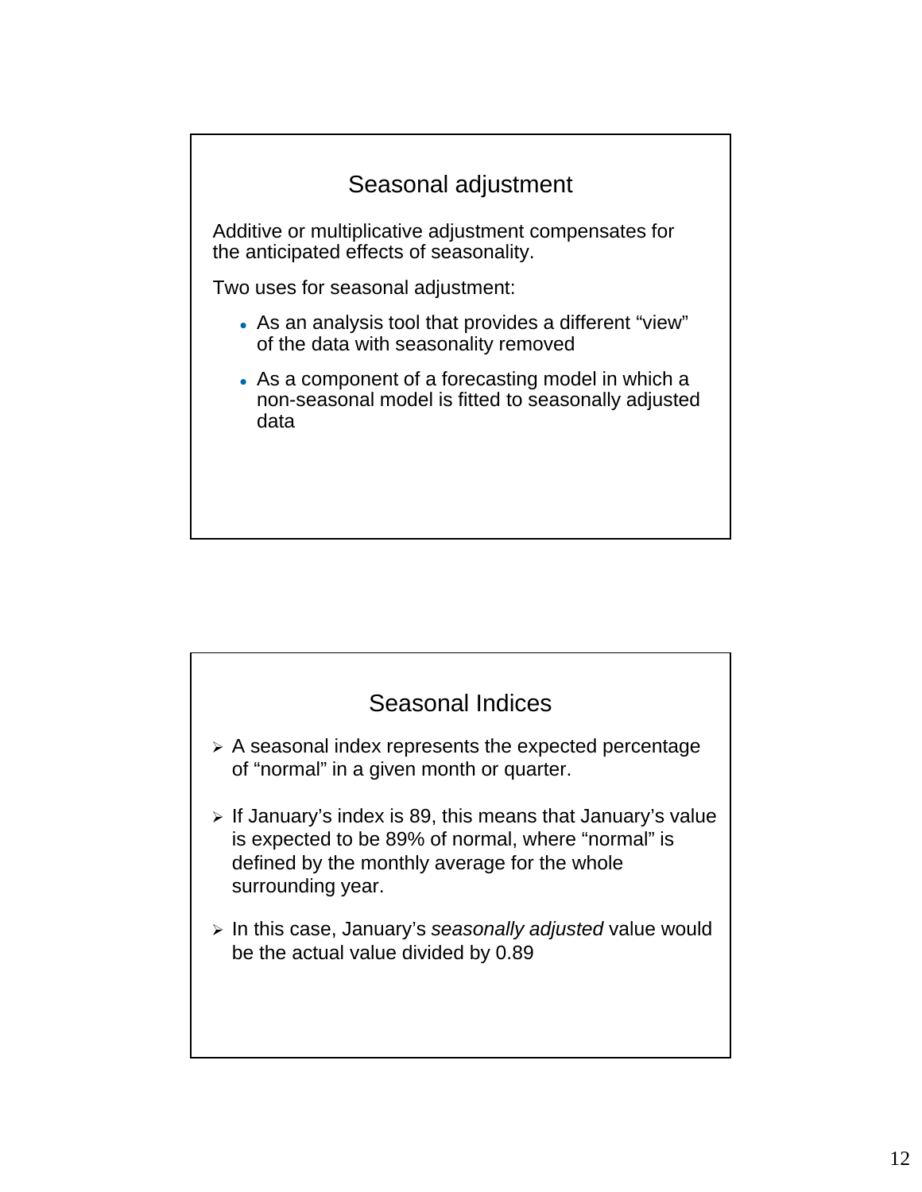## Seasonal adjustment

Additive or multiplicative adjustment compensates for the anticipated effects of seasonality.

Two uses for seasonal adjustment:

- As an analysis tool that provides a different "view" of the data with seasonality removed
- As a component of a forecasting model in which a non-seasonal model is fitted to seasonally adjusted data

## Seasonal Indices

- A seasonal index represents the expected percentage of "normal" in a given month or quarter.
- If January's index is 89, this means that January's value is expected to be 89% of normal, where "normal" is defined by the monthly average for the whole surrounding year.
- In this case, January's *seasonally adjusted* value would be the actual value divided by 0.89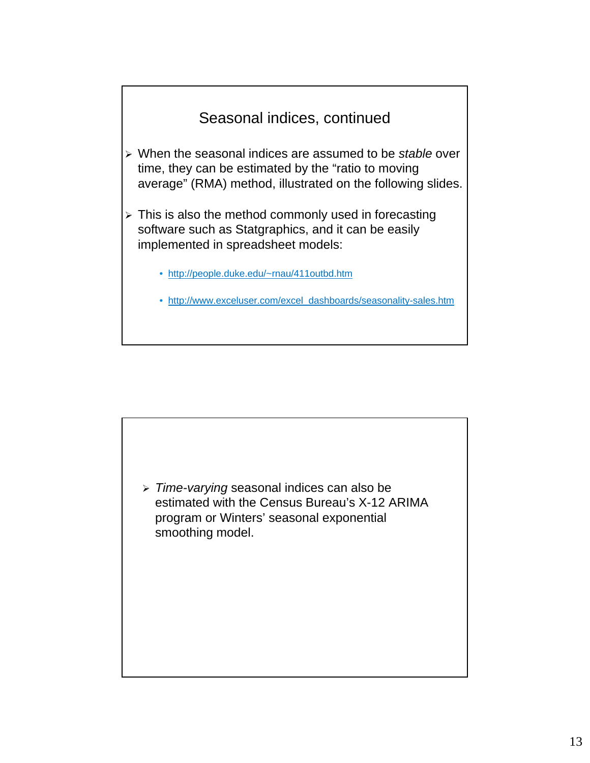## Seasonal indices, continued

- When the seasonal indices are assumed to be *stable* over time, they can be estimated by the "ratio to moving average" (RMA) method, illustrated on the following slides.

- This is also the method commonly used in forecasting software such as Statgraphics, and it can be easily implemented in spreadsheet models:

  - http://people.duke.edu/~rnau/411outbd.htm
  - http://www.exceluser.com/excel_dashboards/seasonality-sales.htm

---

- *Time-varying* seasonal indices can also be estimated with the Census Bureau's X-12 ARIMA program or Winters' seasonal exponential smoothing model.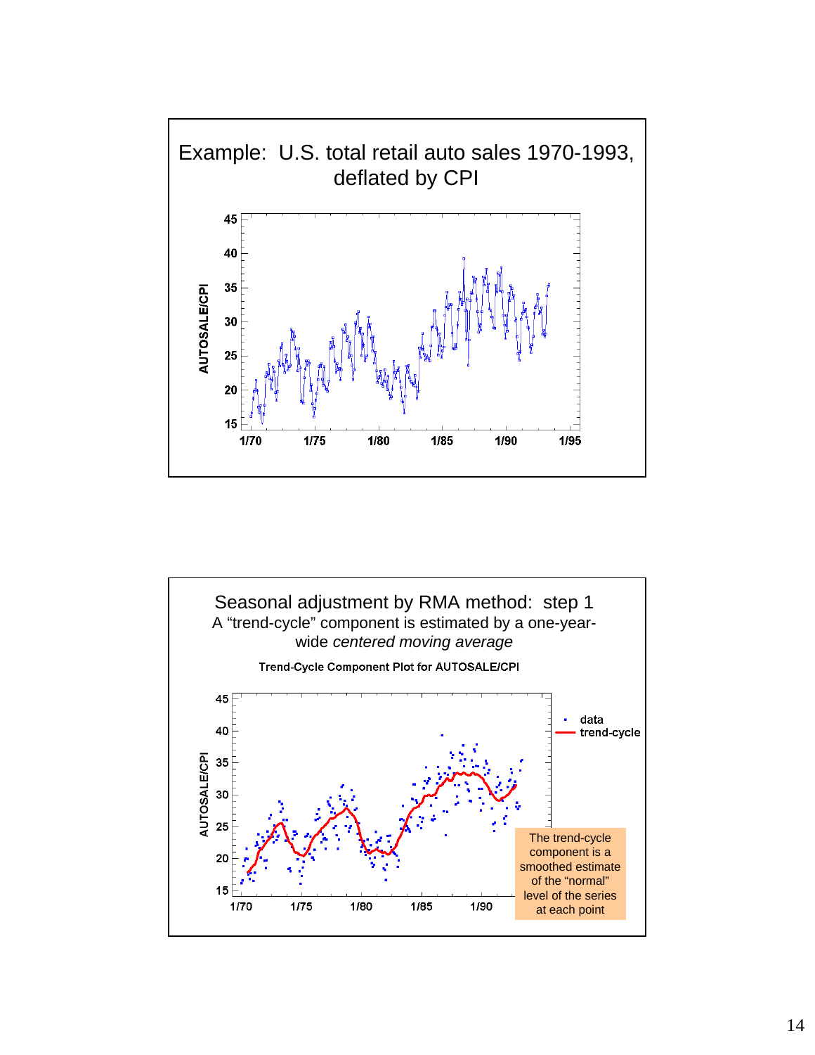## Example: U.S. total retail auto sales 1970-1993, deflated by CPI

## Seasonal adjustment by RMA method: step 1

A "trend-cycle" component is estimated by a one-year-wide *centered moving average*

Trend-Cycle Component Plot for AUTOSALE/CPI

The trend-cycle component is a smoothed estimate of the "normal" level of the series at each point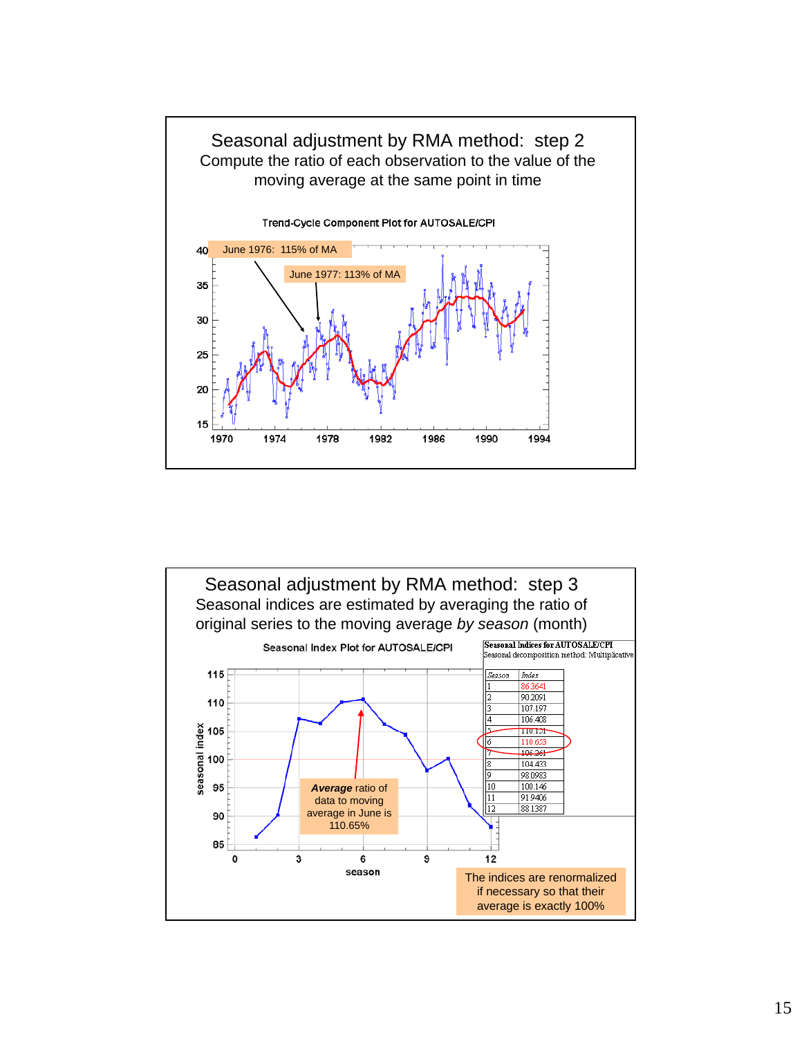## Seasonal adjustment by RMA method: step 2

Compute the ratio of each observation to the value of the moving average at the same point in time

Trend-Cycle Component Plot for AUTOSALE/CPI

June 1976: 115% of MA

June 1977: 113% of MA

## Seasonal adjustment by RMA method: step 3

Seasonal indices are estimated by averaging the ratio of original series to the moving average *by season* (month)

Seasonal Index Plot for AUTOSALE/CPI

**Seasonal Indices for AUTOSALE/CPI**
Seasonal decomposition method: Multiplicative

| Season | Index |
|---|---|
| 1 | 86.3641 |
| 2 | 90.2091 |
| 3 | 107.197 |
| 4 | 106.408 |
| 5 | 110.151 |
| 6 | 110.653 |
| 7 | 106.261 |
| 8 | 104.433 |
| 9 | 98.0983 |
| 10 | 100.146 |
| 11 | 91.9406 |
| 12 | 88.1387 |

***Average*** ratio of data to moving average in June is 110.65%

The indices are renormalized if necessary so that their average is exactly 100%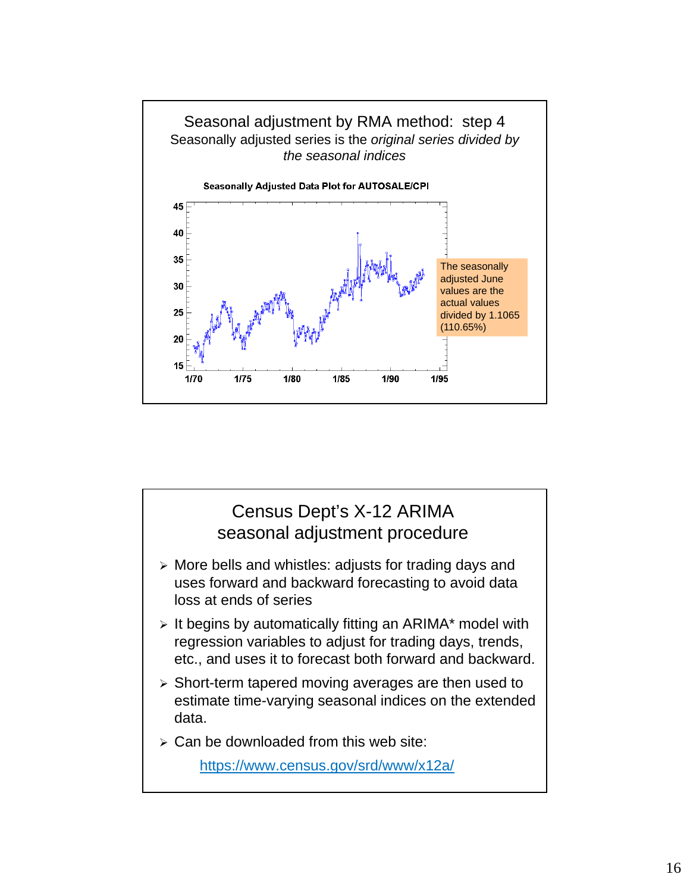## Seasonal adjustment by RMA method: step 4

Seasonally adjusted series is the *original series divided by the seasonal indices*

**Seasonally Adjusted Data Plot for AUTOSALE/CPI**

The seasonally adjusted June values are the actual values divided by 1.1065 (110.65%)

## Census Dept's X-12 ARIMA seasonal adjustment procedure

- More bells and whistles: adjusts for trading days and uses forward and backward forecasting to avoid data loss at ends of series
- It begins by automatically fitting an ARIMA* model with regression variables to adjust for trading days, trends, etc., and uses it to forecast both forward and backward.
- Short-term tapered moving averages are then used to estimate time-varying seasonal indices on the extended data.
- Can be downloaded from this web site:

  https://www.census.gov/srd/www/x12a/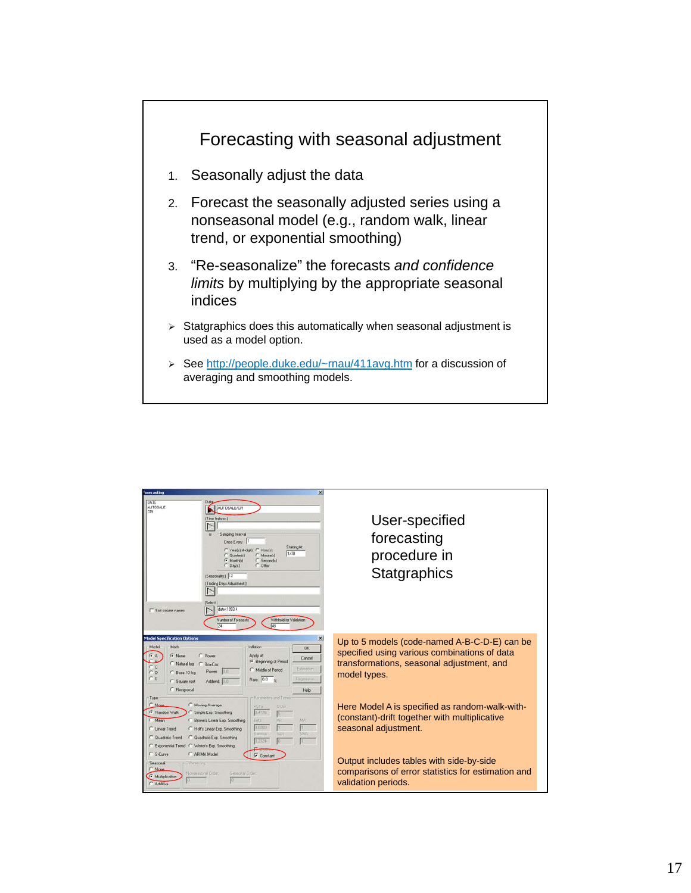# Forecasting with seasonal adjustment

1. Seasonally adjust the data
2. Forecast the seasonally adjusted series using a nonseasonal model (e.g., random walk, linear trend, or exponential smoothing)
3. "Re-seasonalize" the forecasts *and confidence limits* by multiplying by the appropriate seasonal indices

- Statgraphics does this automatically when seasonal adjustment is used as a model option.
- See http://people.duke.edu/~rnau/411avg.htm for a discussion of averaging and smoothing models.

---

## User-specified forecasting procedure in Statgraphics

Up to 5 models (code-named A-B-C-D-E) can be specified using various combinations of data transformations, seasonal adjustment, and model types.

Here Model A is specified as random-walk-with-(constant)-drift together with multiplicative seasonal adjustment.

Output includes tables with side-by-side comparisons of error statistics for estimation and validation periods.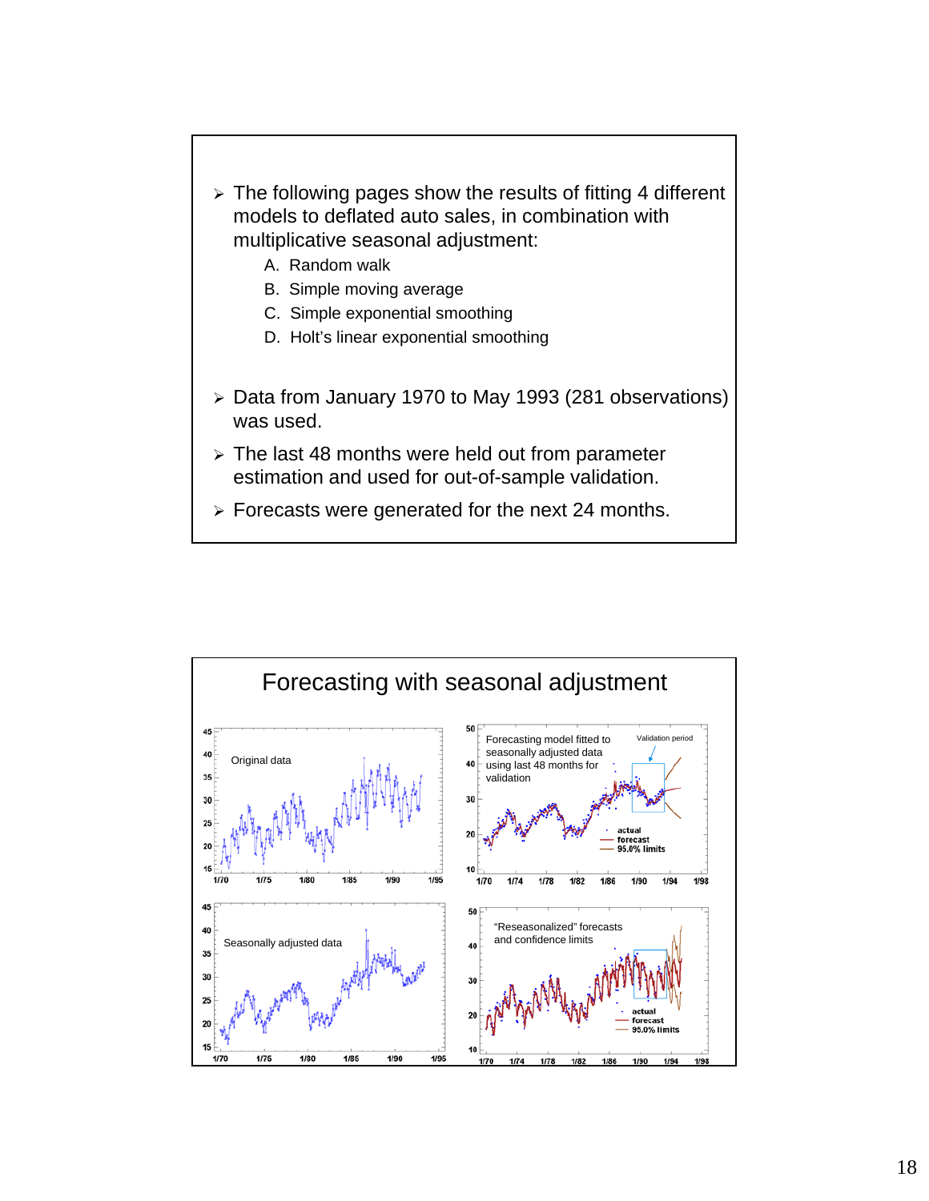- The following pages show the results of fitting 4 different models to deflated auto sales, in combination with multiplicative seasonal adjustment:
  A. Random walk
  B. Simple moving average
  C. Simple exponential smoothing
  D. Holt's linear exponential smoothing
- Data from January 1970 to May 1993 (281 observations) was used.
- The last 48 months were held out from parameter estimation and used for out-of-sample validation.
- Forecasts were generated for the next 24 months.

## Forecasting with seasonal adjustment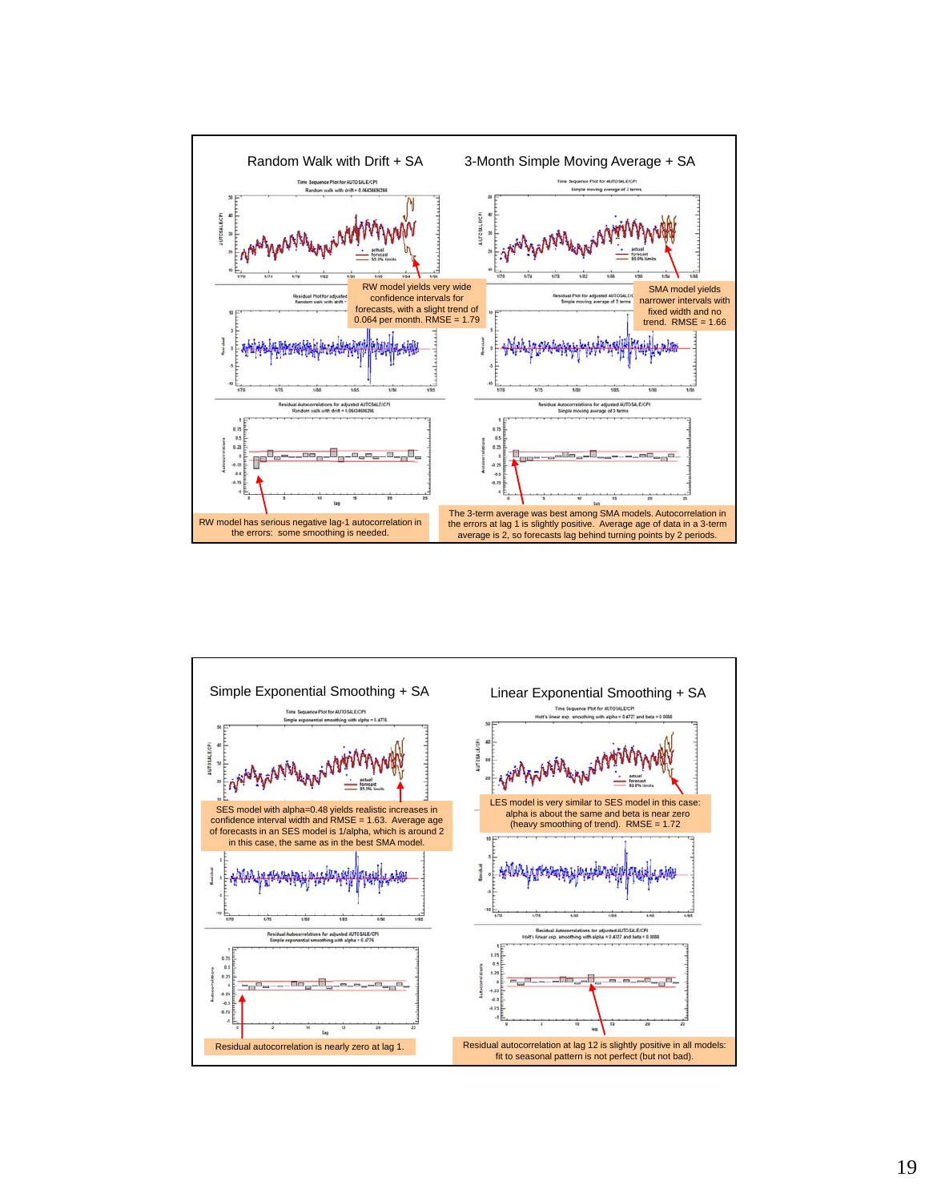## Random Walk with Drift + SA

RW model yields very wide confidence intervals for forecasts, with a slight trend of 0.064 per month. RMSE = 1.79

RW model has serious negative lag-1 autocorrelation in the errors: some smoothing is needed.

## 3-Month Simple Moving Average + SA

SMA model yields narrower intervals with fixed width and no trend. RMSE = 1.66

The 3-term average was best among SMA models. Autocorrelation in the errors at lag 1 is slightly positive. Average age of data in a 3-term average is 2, so forecasts lag behind turning points by 2 periods.

## Simple Exponential Smoothing + SA

SES model with alpha=0.48 yields realistic increases in confidence interval width and RMSE = 1.63. Average age of forecasts in an SES model is 1/alpha, which is around 2 in this case, the same as in the best SMA model.

Residual autocorrelation is nearly zero at lag 1.

## Linear Exponential Smoothing + SA

LES model is very similar to SES model in this case: alpha is about the same and beta is near zero (heavy smoothing of trend). RMSE = 1.72

Residual autocorrelation at lag 12 is slightly positive in all models: fit to seasonal pattern is not perfect (but not bad).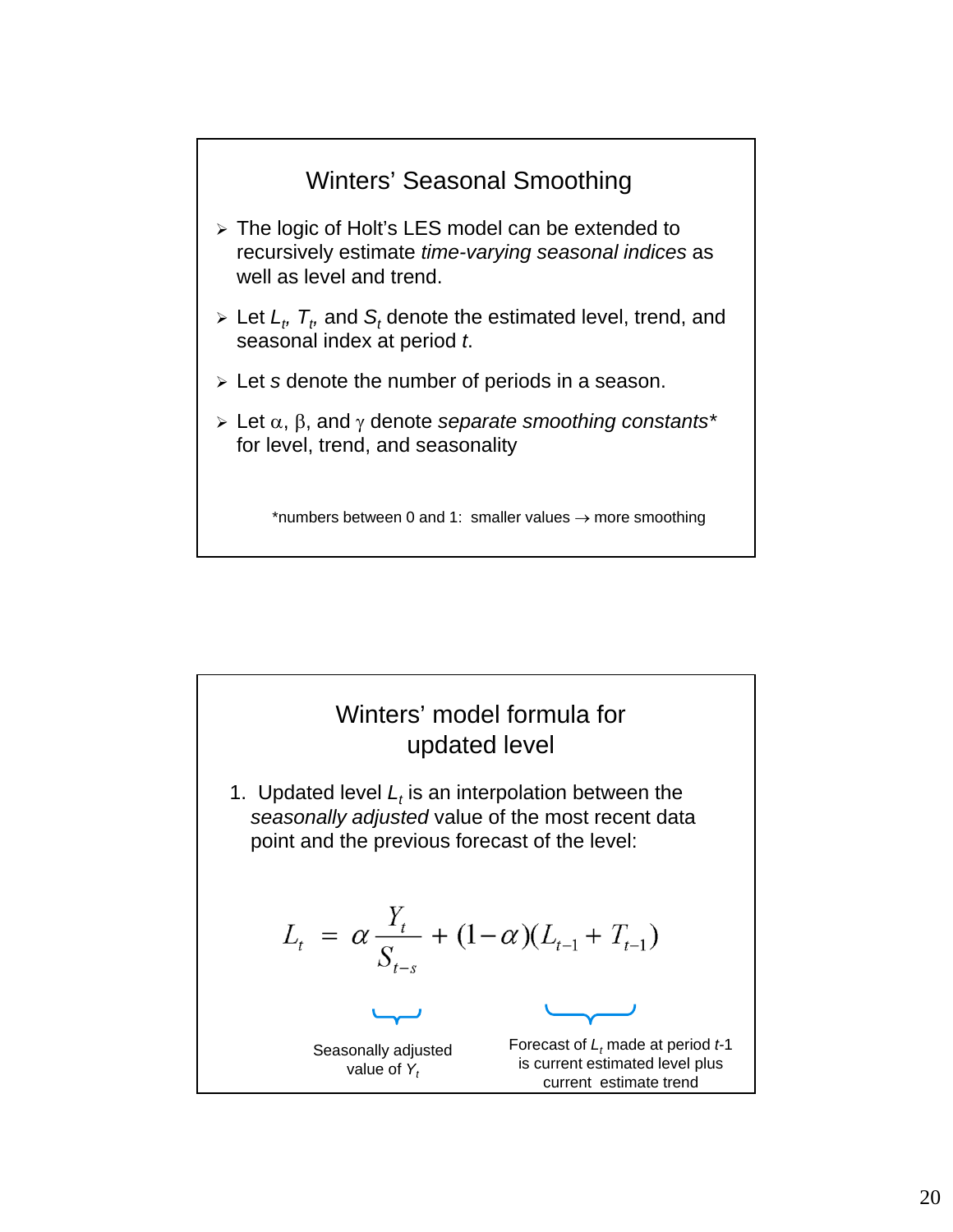## Winters' Seasonal Smoothing

- The logic of Holt's LES model can be extended to recursively estimate *time-varying seasonal indices* as well as level and trend.
- Let $L_t$, $T_t$, and $S_t$ denote the estimated level, trend, and seasonal index at period *t*.
- Let *s* denote the number of periods in a season.
- Let $\alpha$, $\beta$, and $\gamma$ denote *separate smoothing constants** for level, trend, and seasonality

*numbers between 0 and 1: smaller values → more smoothing

## Winters' model formula for updated level

1. Updated level $L_t$ is an interpolation between the *seasonally adjusted* value of the most recent data point and the previous forecast of the level:

$$L_t = \alpha \frac{Y_t}{S_{t-s}} + (1-\alpha)(L_{t-1} + T_{t-1})$$

Seasonally adjusted value of $Y_t$

Forecast of $L_t$ made at period *t*-1 is current estimated level plus current estimate trend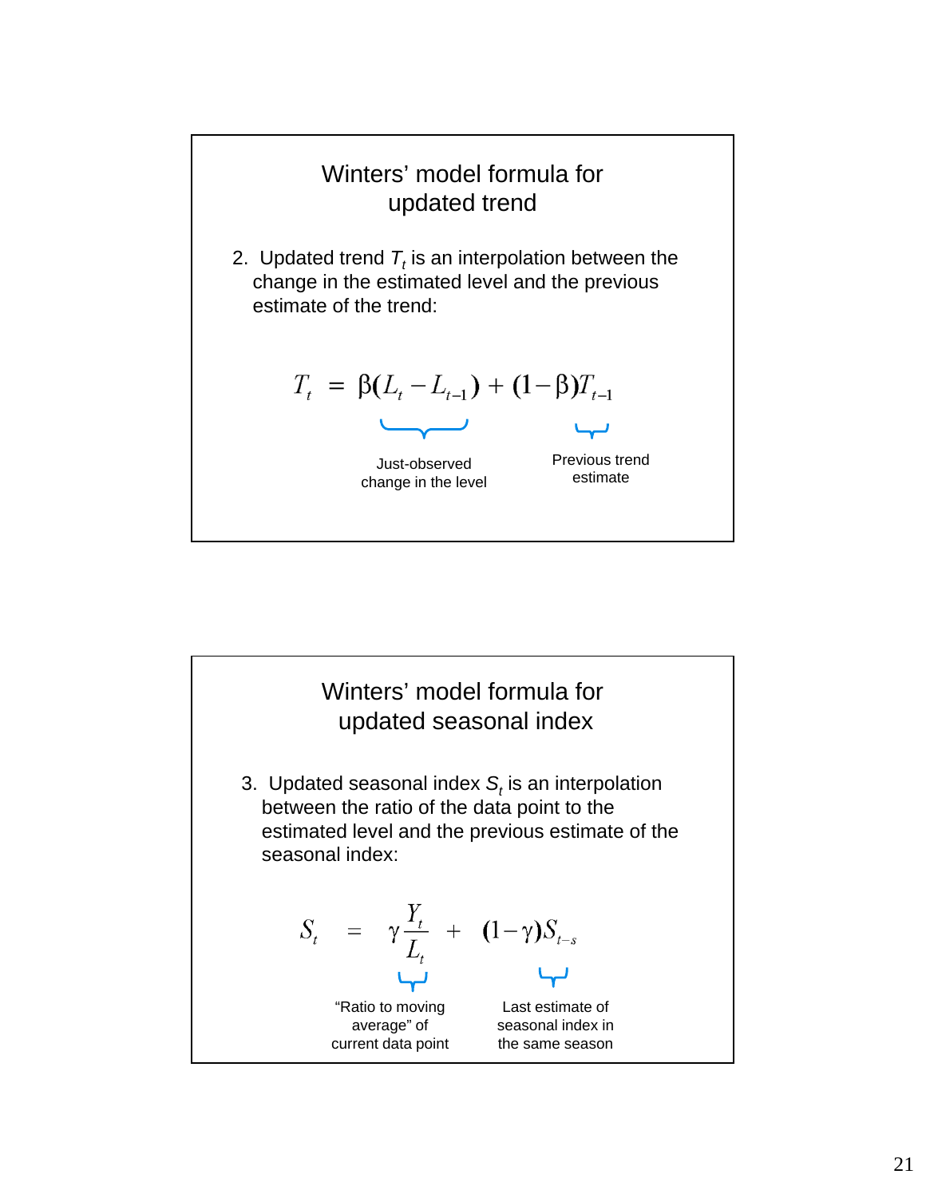## Winters' model formula for updated trend

2. Updated trend $T_t$ is an interpolation between the change in the estimated level and the previous estimate of the trend:

$$T_t = \underbrace{\beta(L_t - L_{t-1})}_{\text{Just-observed change in the level}} + (1-\beta)\underbrace{T_{t-1}}_{\text{Previous trend estimate}}$$

## Winters' model formula for updated seasonal index

3. Updated seasonal index $S_t$ is an interpolation between the ratio of the data point to the estimated level and the previous estimate of the seasonal index:

$$S_t = \gamma \underbrace{\frac{Y_t}{L_t}}_{\text{"Ratio to moving average" of current data point}} + (1-\gamma)\underbrace{S_{t-s}}_{\text{Last estimate of seasonal index in the same season}}$$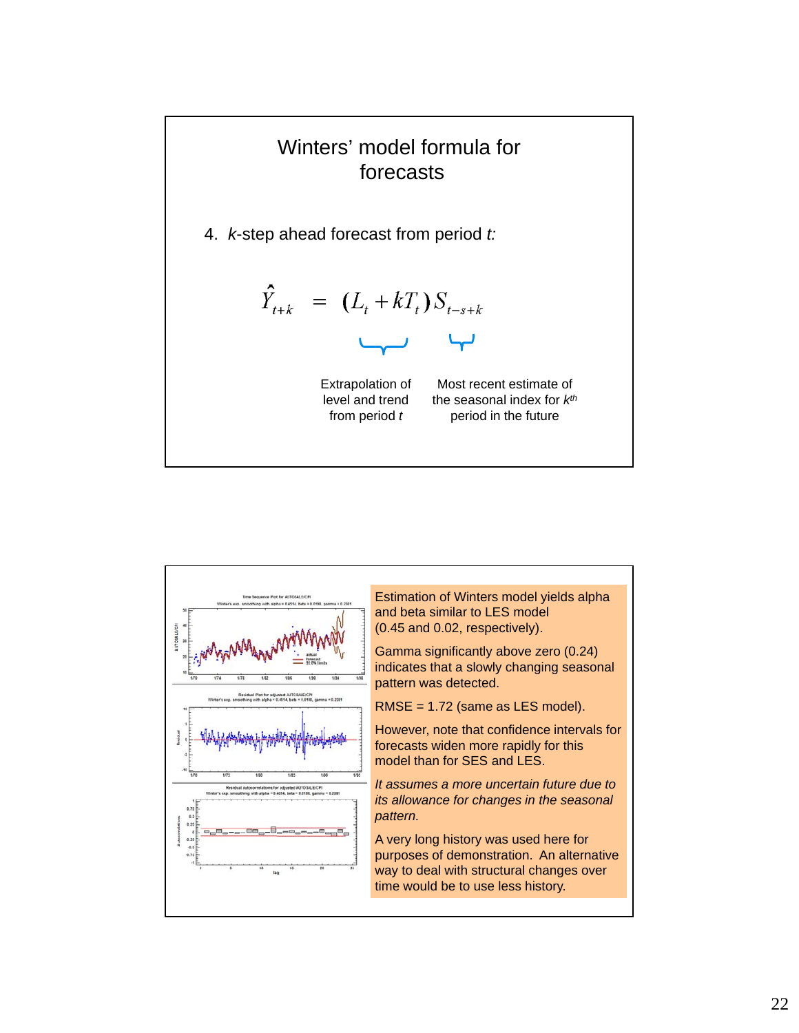# Winters' model formula for forecasts

4. *k*-step ahead forecast from period *t:*

$$\hat{Y}_{t+k} = (L_t + kT_t)\, S_{t-s+k}$$

Extrapolation of level and trend from period *t*

Most recent estimate of the seasonal index for $k^{th}$ period in the future

---

Estimation of Winters model yields alpha and beta similar to LES model (0.45 and 0.02, respectively).

Gamma significantly above zero (0.24) indicates that a slowly changing seasonal pattern was detected.

RMSE = 1.72 (same as LES model).

However, note that confidence intervals for forecasts widen more rapidly for this model than for SES and LES.

*It assumes a more uncertain future due to its allowance for changes in the seasonal pattern.*

A very long history was used here for purposes of demonstration. An alternative way to deal with structural changes over time would be to use less history.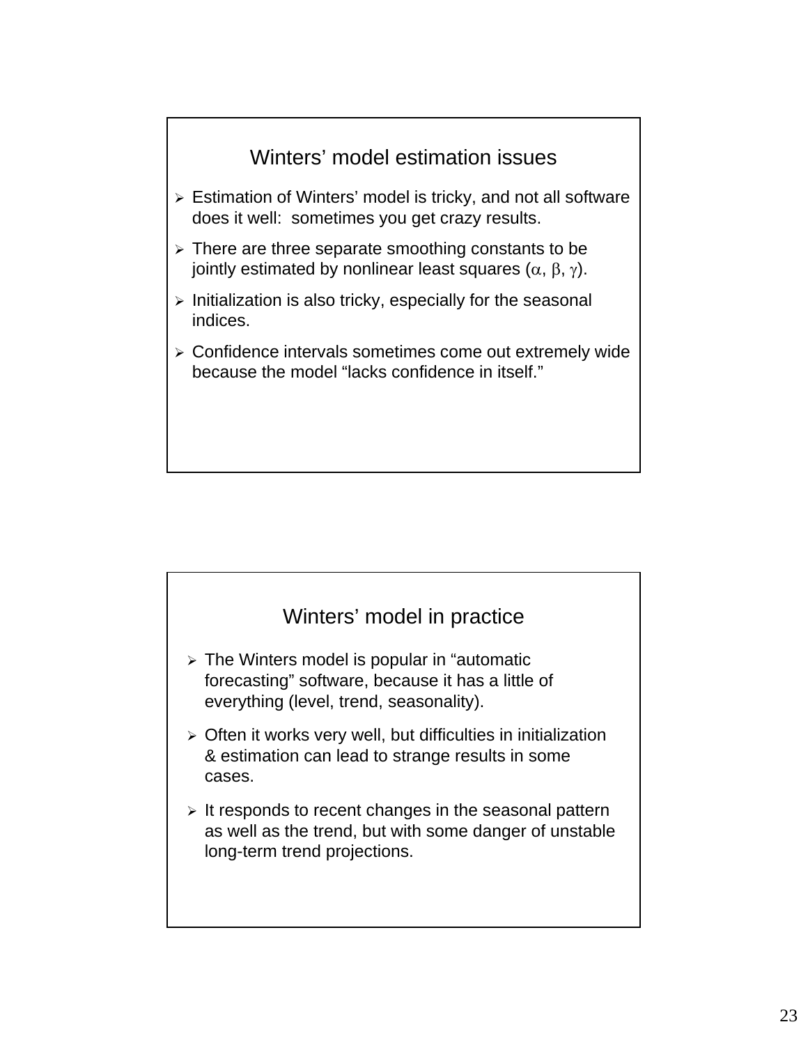## Winters' model estimation issues

- Estimation of Winters' model is tricky, and not all software does it well: sometimes you get crazy results.
- There are three separate smoothing constants to be jointly estimated by nonlinear least squares ($\alpha$, $\beta$, $\gamma$).
- Initialization is also tricky, especially for the seasonal indices.
- Confidence intervals sometimes come out extremely wide because the model "lacks confidence in itself."

## Winters' model in practice

- The Winters model is popular in "automatic forecasting" software, because it has a little of everything (level, trend, seasonality).
- Often it works very well, but difficulties in initialization & estimation can lead to strange results in some cases.
- It responds to recent changes in the seasonal pattern as well as the trend, but with some danger of unstable long-term trend projections.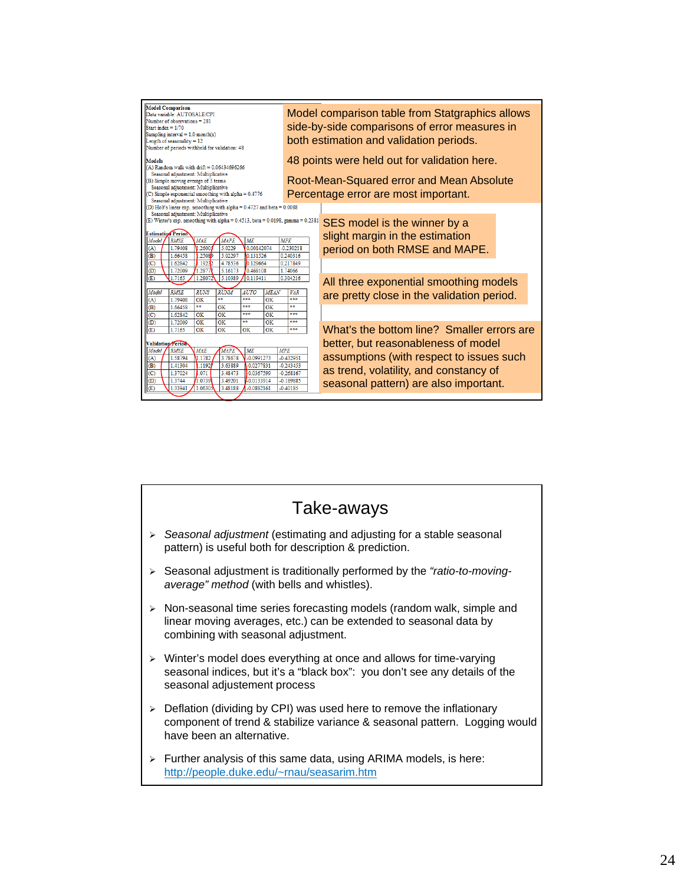**Model Comparison**
Data variable: AUTOSALE/CPI
Number of observations = 281
Start index = 1/70
Sampling interval = 1.0 month(s)
Length of seasonality = 12
Number of periods withheld for validation: 48

**Models**
(A) Random walk with drift = 0.06434696266
Seasonal adjustment: Multiplicative
(B) Simple moving average of 3 terms
Seasonal adjustment: Multiplicative
(C) Simple exponential smoothing with alpha = 0.4776
Seasonal adjustment: Multiplicative
(D) Holt's linear exp. smoothing with alpha = 0.4727 and beta = 0.0088
Seasonal adjustment: Multiplicative
(E) Winter's exp. smoothing with alpha = 0.4513, beta = 0.0198, gamma = 0.2381

**Estimation Period**

| Model | RMSE | MAE | MAPE | ME | MPE |
|---|---|---|---|---|---|
| (A) | 1.79408 | 1.26003 | 5.0229 | 0.00142074 | -0.230218 |
| (B) | 1.66458 | 1.25089 | 5.02297 | 0.131526 | 0.240316 |
| (C) | 1.62842 | 1.19232 | 4.78536 | 0.129654 | 0.217849 |
| (D) | 1.72009 | 1.28777 | 5.16173 | 0.468108 | 1.74066 |
| (E) | 1.7165 | 1.28072 | 5.10389 | 0.119411 | 0.304216 |

| Model | RMSE | RUNS | RUNM | AUTO | MEAN | VAR |
|---|---|---|---|---|---|---|
| (A) | 1.79408 | OK | ** | *** | OK | *** |
| (B) | 1.66458 | ** | OK | *** | OK | ** |
| (C) | 1.62842 | OK | OK | *** | OK | *** |
| (D) | 1.72009 | OK | OK | ** | OK | *** |
| (E) | 1.7165 | OK | OK | OK | OK | *** |

**Validation Period**

| Model | RMSE | MAE | MAPE | ME | MPE |
|---|---|---|---|---|---|
| (A) | 1.58794 | 1.1782 | 3.78678 | -0.0991273 | -0.432951 |
| (B) | 1.41304 | 1.1192 | 3.63889 | 0.0277831 | -0.243433 |
| (C) | 1.37024 | 1.071 | 3.48473 | 0.0367599 | -0.268167 |
| (D) | 1.3744 | 1.0739 | 3.49201 | -0.0133914 | -0.189885 |
| (E) | 1.33941 | 1.06305 | 3.48188 | -0.0882161 | -0.40185 |

Model comparison table from Statgraphics allows side-by-side comparisons of error measures in both estimation and validation periods.

48 points were held out for validation here.

Root-Mean-Squared error and Mean Absolute Percentage error are most important.

SES model is the winner by a slight margin in the estimation period on both RMSE and MAPE.

All three exponential smoothing models are pretty close in the validation period.

What's the bottom line? Smaller errors are better, but reasonableness of model assumptions (with respect to issues such as trend, volatility, and constancy of seasonal pattern) are also important.

# Take-aways

- *Seasonal adjustment* (estimating and adjusting for a stable seasonal pattern) is useful both for description & prediction.
- Seasonal adjustment is traditionally performed by the *"ratio-to-moving-average" method* (with bells and whistles).
- Non-seasonal time series forecasting models (random walk, simple and linear moving averages, etc.) can be extended to seasonal data by combining with seasonal adjustment.
- Winter's model does everything at once and allows for time-varying seasonal indices, but it's a "black box": you don't see any details of the seasonal adjustement process
- Deflation (dividing by CPI) was used here to remove the inflationary component of trend & stabilize variance & seasonal pattern. Logging would have been an alternative.
- Further analysis of this same data, using ARIMA models, is here: http://people.duke.edu/~rnau/seasarim.htm